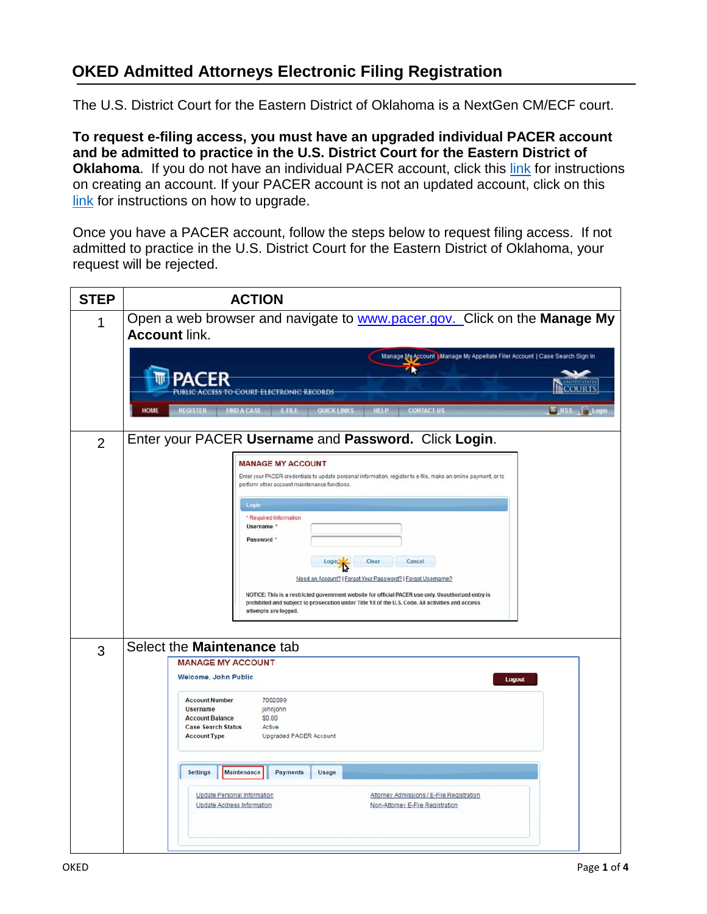# OKED Admitted Attorneys Electronic Filing Registration

The U.S. District Court for the Eastern District of Oklahoma is a NextGen CM/ECF court.

**To request e-filing access, you must have an upgraded individual PACER account and be admitted to practice in the U.S. District Court for the Eastern District of Oklahoma**. If you do not have an individual PACER account, click this link for instructions on creating an account. If your PACER account is not an updated account, click on this link for instructions on how to upgrade.

Once you have a PACER account, follow the steps below to request filing access. If not admitted to practice in the U.S. District Court for the Eastern District of Oklahoma, your request will be rejected.

| STEP | ACTION |
|---|---|
| 1 | Open a web browser and navigate to www.pacer.gov. Click on the **Manage My Account** link. |
| 2 | Enter your PACER **Username** and **Password.** Click **Login**. |
| 3 | Select the **Maintenance** tab |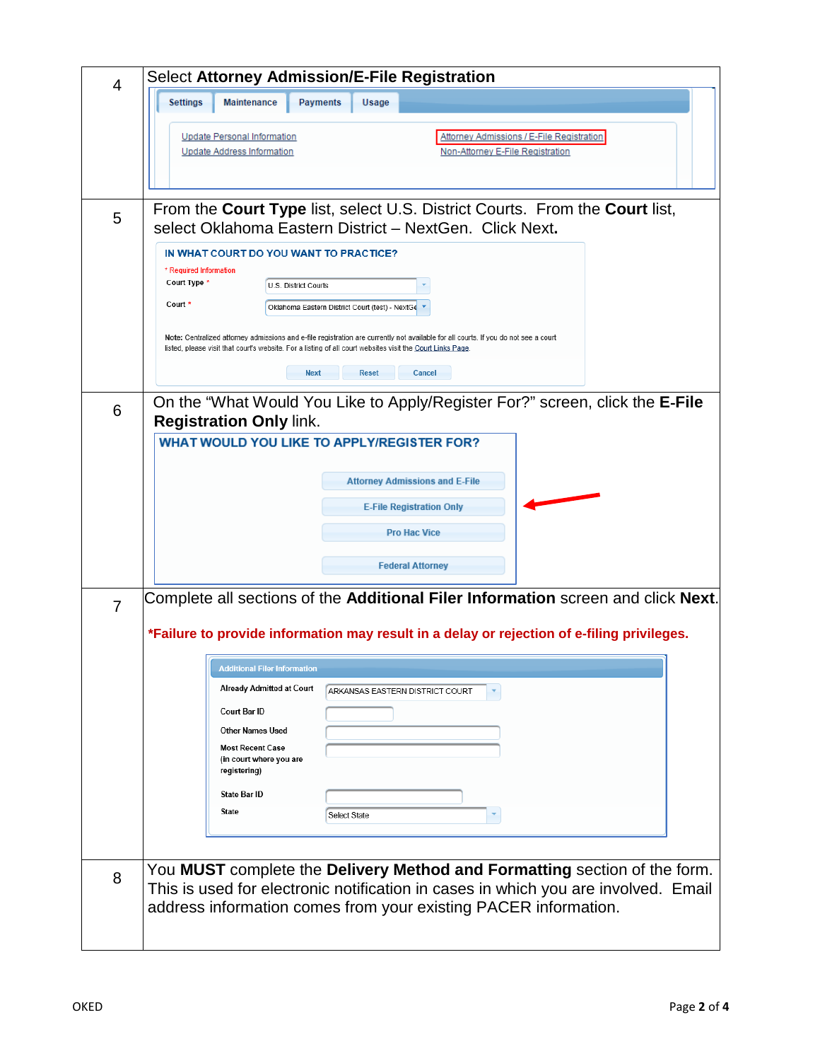| Step | Instructions |
|---|---|
| 4 | Select **Attorney Admission/E-File Registration**<br>Settings · Maintenance · Payments · Usage<br>Update Personal Information<br>Update Address Information<br>Attorney Admissions / E-File Registration<br>Non-Attorney E-File Registration |
| 5 | From the **Court Type** list, select U.S. District Courts. From the **Court** list, select Oklahoma Eastern District – NextGen. Click Next.<br>IN WHAT COURT DO YOU WANT TO PRACTICE?<br>* Required Information<br>Court Type *: U.S. District Courts<br>Court *: Oklahoma Eastern District Court (test) - NextGe<br>Note: Centralized attorney admissions and e-file registration are currently not available for all courts. If you do not see a court listed, please visit that court's website. For a listing of all court websites visit the Court Links Page.<br>Next · Reset · Cancel |
| 6 | On the "What Would You Like to Apply/Register For?" screen, click the **E-File Registration Only** link.<br>WHAT WOULD YOU LIKE TO APPLY/REGISTER FOR?<br>Attorney Admissions and E-File<br>E-File Registration Only<br>Pro Hac Vice<br>Federal Attorney |
| 7 | Complete all sections of the **Additional Filer Information** screen and click **Next**.<br>***Failure to provide information may result in a delay or rejection of e-filing privileges.**<br>Additional Filer Information<br>Already Admitted at Court: ARKANSAS EASTERN DISTRICT COURT<br>Court Bar ID<br>Other Names Used<br>Most Recent Case (in court where you are registering)<br>State Bar ID<br>State: Select State |
| 8 | You **MUST** complete the **Delivery Method and Formatting** section of the form. This is used for electronic notification in cases in which you are involved. Email address information comes from your existing PACER information. |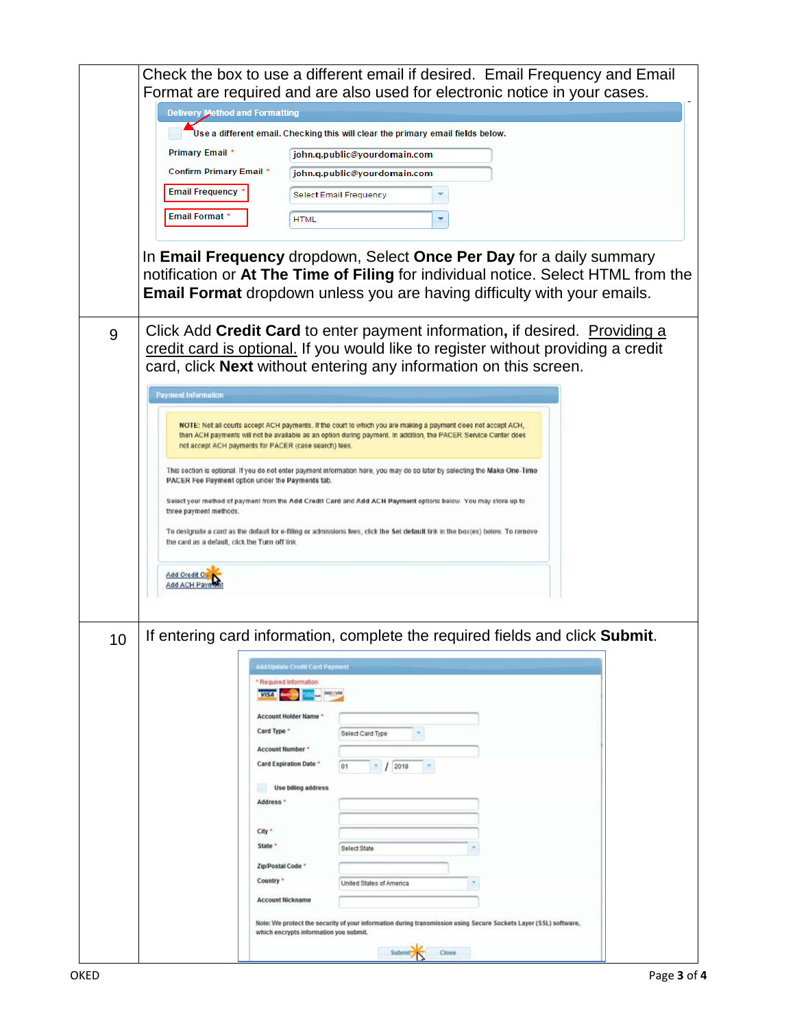| | |
|---|---|
| | Check the box to use a different email if desired. Email Frequency and Email Format are required and are also used for electronic notice in your cases.<br><br>**Delivery Method and Formatting**<br>Use a different email. Checking this will clear the primary email fields below.<br>Primary Email * john.q.public@yourdomain.com<br>Confirm Primary Email * john.q.public@yourdomain.com<br>Email Frequency * Select Email Frequency<br>Email Format * HTML<br><br>In **Email Frequency** dropdown, Select **Once Per Day** for a daily summary notification or **At The Time of Filing** for individual notice. Select HTML from the **Email Format** dropdown unless you are having difficulty with your emails. |
| 9 | Click Add **Credit Card** to enter payment information**,** if desired. Providing a credit card is optional. If you would like to register without providing a credit card, click **Next** without entering any information on this screen.<br><br>**Payment Information**<br>NOTE: Not all courts accept ACH payments. If the court to which you are making a payment does not accept ACH, then ACH payments will not be available as an option during payment. In addition, the PACER Service Center does not accept ACH payments for PACER (case search) fees.<br>This section is optional. If you do not enter payment information here, you may do so later by selecting the **Make One-Time PACER Fee Payment** option under the **Payments** tab.<br>Select your method of payment from the **Add Credit Card** and **Add ACH Payment** options below. You may store up to three payment methods.<br>To designate a card as the default for e-filing or admissions fees, click the **Set default** link in the box(es) below. To remove the card as a default, click the Turn off link.<br>Add Credit Card<br>Add ACH Payment |
| 10 | If entering card information, complete the required fields and click **Submit**.<br><br>**Add/Update Credit Card Payment**<br>* Required Information<br>Account Holder Name *<br>Card Type * Select Card Type<br>Account Number *<br>Card Expiration Date * 01 / 2018<br>Use billing address<br>Address *<br>City *<br>State * Select State<br>Zip/Postal Code *<br>Country * United States of America<br>Account Nickname<br>Note: We protect the security of your information during transmission using Secure Sockets Layer (SSL) software, which encrypts information you submit.<br>Submit Close |

OKED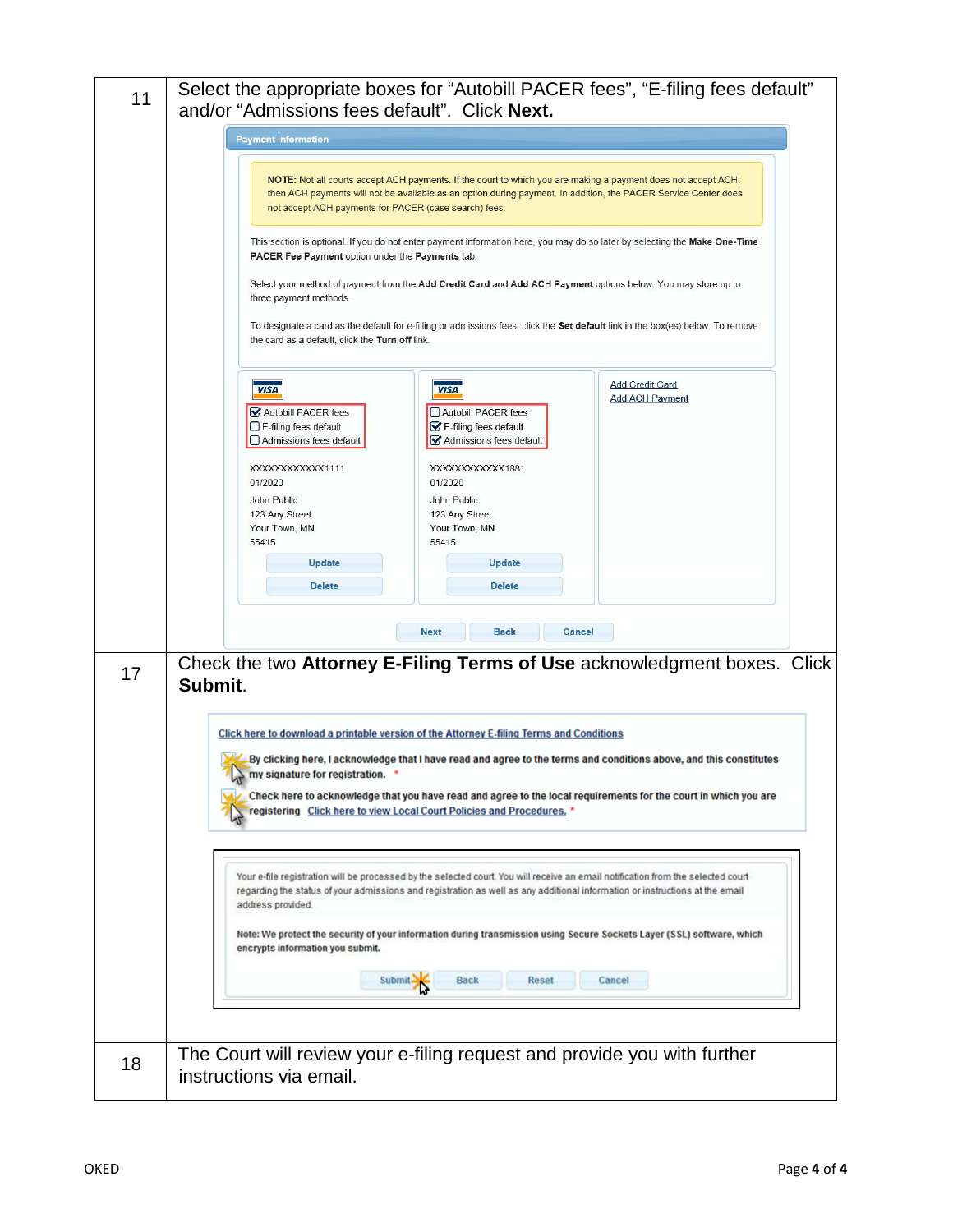| | |
|---|---|
| 11 | Select the appropriate boxes for “Autobill PACER fees”, “E-filing fees default” and/or “Admissions fees default”. Click **Next.** |
| | **Payment Information**<br><br>**NOTE:** Not all courts accept ACH payments. If the court to which you are making a payment does not accept ACH, then ACH payments will not be available as an option during payment. In addition, the PACER Service Center does not accept ACH payments for PACER (case search) fees.<br><br>This section is optional. If you do not enter payment information here, you may do so later by selecting the **Make One-Time PACER Fee Payment** option under the **Payments** tab.<br><br>Select your method of payment from the **Add Credit Card** and **Add ACH Payment** options below. You may store up to three payment methods.<br><br>To designate a card as the default for e-filling or admissions fees, click the **Set default** link in the box(es) below. To remove the card as a default, click the **Turn off** link.<br><br>VISA<br>☑ Autobill PACER fees<br>☐ E-filing fees default<br>☐ Admissions fees default<br>XXXXXXXXXXXX1111<br>01/2020<br>John Public<br>123 Any Street<br>Your Town, MN<br>55415<br>Update<br>Delete<br><br>VISA<br>☐ Autobill PACER fees<br>☑ E-filing fees default<br>☑ Admissions fees default<br>XXXXXXXXXXXX1881<br>01/2020<br>John Public<br>123 Any Street<br>Your Town, MN<br>55415<br>Update<br>Delete<br><br>Add Credit Card<br>Add ACH Payment<br><br>Next Back Cancel |
| 17 | Check the two **Attorney E-Filing Terms of Use** acknowledgment boxes. Click **Submit**. |
| | Click here to download a printable version of the Attorney E-filing Terms and Conditions<br><br>By clicking here, I acknowledge that I have read and agree to the terms and conditions above, and this constitutes my signature for registration. *<br><br>Check here to acknowledge that you have read and agree to the local requirements for the court in which you are registering Click here to view Local Court Policies and Procedures. *<br><br>Your e-file registration will be processed by the selected court. You will receive an email notification from the selected court regarding the status of your admissions and registration as well as any additional information or instructions at the email address provided.<br><br>Note: We protect the security of your information during transmission using Secure Sockets Layer (SSL) software, which encrypts information you submit.<br><br>Submit Back Reset Cancel |
| 18 | The Court will review your e-filing request and provide you with further instructions via email. |

OKED